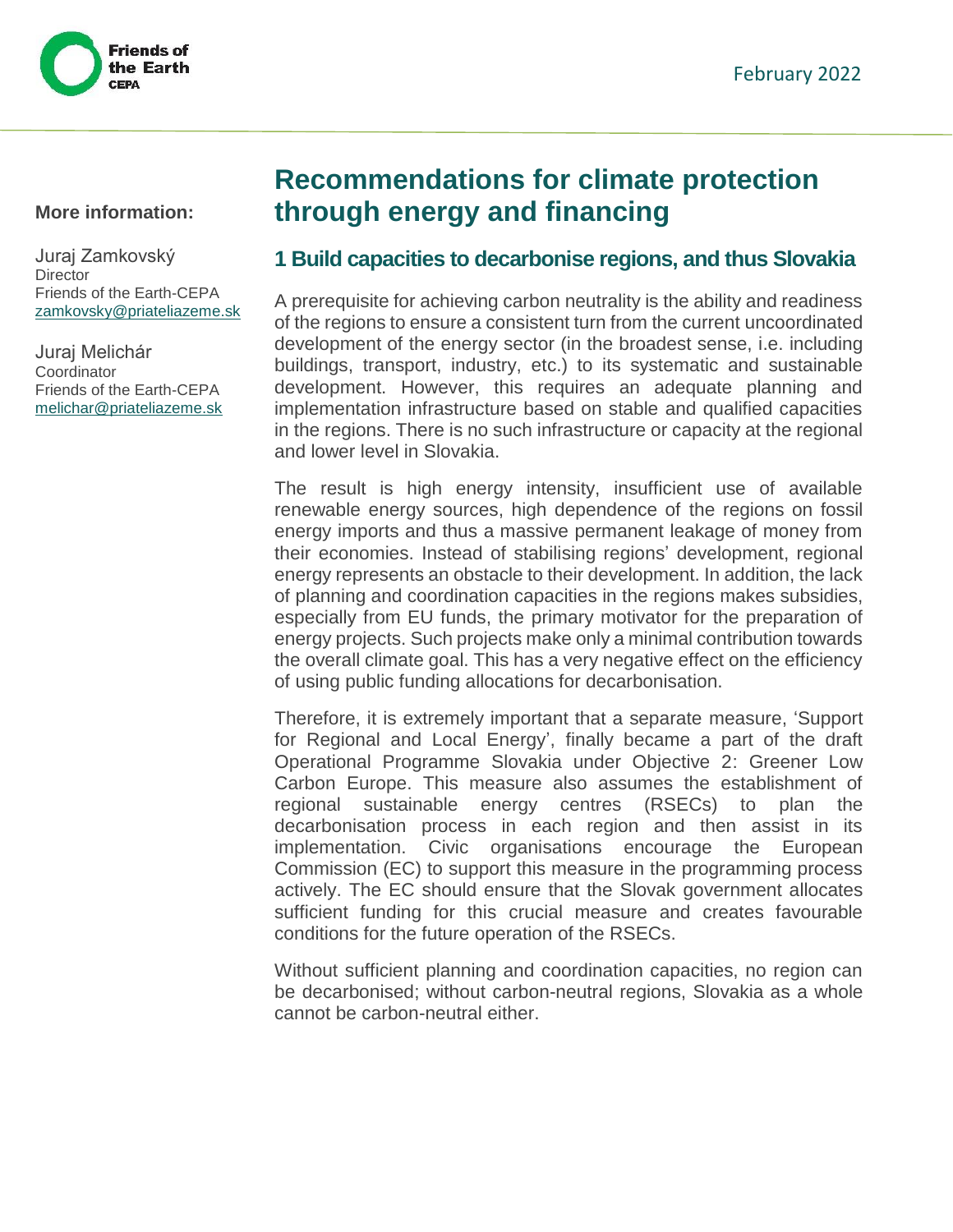February 2022

**More information:**

Juraj Zamkovský
Director
Friends of the Earth-CEPA
zamkovsky@priateliazeme.sk

Juraj Melichár
Coordinator
Friends of the Earth-CEPA
melichar@priateliazeme.sk

# Recommendations for climate protection through energy and financing

## 1 Build capacities to decarbonise regions, and thus Slovakia

A prerequisite for achieving carbon neutrality is the ability and readiness of the regions to ensure a consistent turn from the current uncoordinated development of the energy sector (in the broadest sense, i.e. including buildings, transport, industry, etc.) to its systematic and sustainable development. However, this requires an adequate planning and implementation infrastructure based on stable and qualified capacities in the regions. There is no such infrastructure or capacity at the regional and lower level in Slovakia.

The result is high energy intensity, insufficient use of available renewable energy sources, high dependence of the regions on fossil energy imports and thus a massive permanent leakage of money from their economies. Instead of stabilising regions' development, regional energy represents an obstacle to their development. In addition, the lack of planning and coordination capacities in the regions makes subsidies, especially from EU funds, the primary motivator for the preparation of energy projects. Such projects make only a minimal contribution towards the overall climate goal. This has a very negative effect on the efficiency of using public funding allocations for decarbonisation.

Therefore, it is extremely important that a separate measure, 'Support for Regional and Local Energy', finally became a part of the draft Operational Programme Slovakia under Objective 2: Greener Low Carbon Europe. This measure also assumes the establishment of regional sustainable energy centres (RSECs) to plan the decarbonisation process in each region and then assist in its implementation. Civic organisations encourage the European Commission (EC) to support this measure in the programming process actively. The EC should ensure that the Slovak government allocates sufficient funding for this crucial measure and creates favourable conditions for the future operation of the RSECs.

Without sufficient planning and coordination capacities, no region can be decarbonised; without carbon-neutral regions, Slovakia as a whole cannot be carbon-neutral either.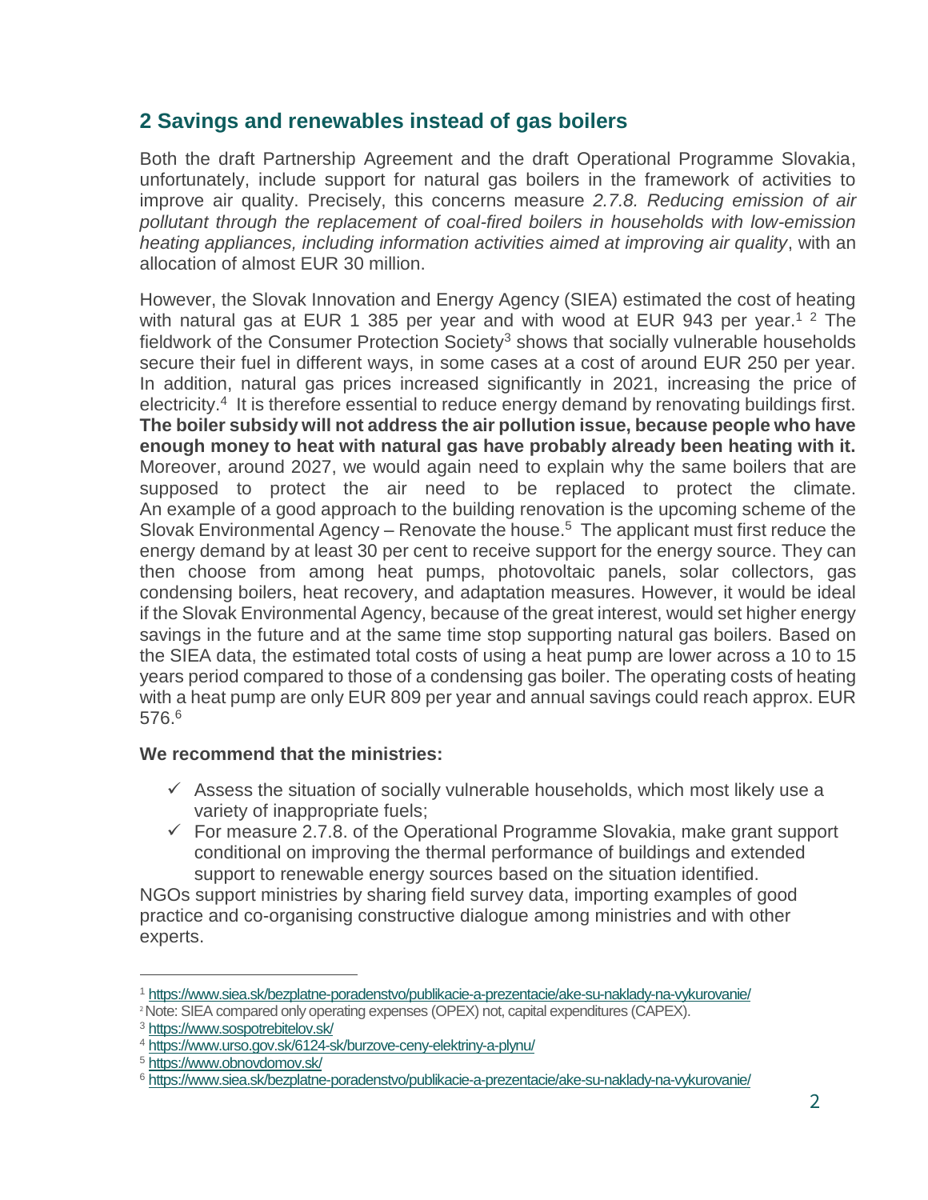## 2 Savings and renewables instead of gas boilers

Both the draft Partnership Agreement and the draft Operational Programme Slovakia, unfortunately, include support for natural gas boilers in the framework of activities to improve air quality. Precisely, this concerns measure *2.7.8. Reducing emission of air pollutant through the replacement of coal-fired boilers in households with low-emission heating appliances, including information activities aimed at improving air quality*, with an allocation of almost EUR 30 million.

However, the Slovak Innovation and Energy Agency (SIEA) estimated the cost of heating with natural gas at EUR 1 385 per year and with wood at EUR 943 per year.[1] [2] The fieldwork of the Consumer Protection Society[3] shows that socially vulnerable households secure their fuel in different ways, in some cases at a cost of around EUR 250 per year. In addition, natural gas prices increased significantly in 2021, increasing the price of electricity.[4] It is therefore essential to reduce energy demand by renovating buildings first. **The boiler subsidy will not address the air pollution issue, because people who have enough money to heat with natural gas have probably already been heating with it.** Moreover, around 2027, we would again need to explain why the same boilers that are supposed to protect the air need to be replaced to protect the climate. An example of a good approach to the building renovation is the upcoming scheme of the Slovak Environmental Agency – Renovate the house.[5] The applicant must first reduce the energy demand by at least 30 per cent to receive support for the energy source. They can then choose from among heat pumps, photovoltaic panels, solar collectors, gas condensing boilers, heat recovery, and adaptation measures. However, it would be ideal if the Slovak Environmental Agency, because of the great interest, would set higher energy savings in the future and at the same time stop supporting natural gas boilers. Based on the SIEA data, the estimated total costs of using a heat pump are lower across a 10 to 15 years period compared to those of a condensing gas boiler. The operating costs of heating with a heat pump are only EUR 809 per year and annual savings could reach approx. EUR 576.[6]

**We recommend that the ministries:**

- ✓ Assess the situation of socially vulnerable households, which most likely use a variety of inappropriate fuels;
- ✓ For measure 2.7.8. of the Operational Programme Slovakia, make grant support conditional on improving the thermal performance of buildings and extended support to renewable energy sources based on the situation identified.

NGOs support ministries by sharing field survey data, importing examples of good practice and co-organising constructive dialogue among ministries and with other experts.

---

[1] https://www.siea.sk/bezplatne-poradenstvo/publikacie-a-prezentacie/ake-su-naklady-na-vykurovanie/

[2] Note: SIEA compared only operating expenses (OPEX) not, capital expenditures (CAPEX).

[3] https://www.sospotrebitelov.sk/

[4] https://www.urso.gov.sk/6124-sk/burzove-ceny-elektriny-a-plynu/

[5] https://www.obnovdomov.sk/

[6] https://www.siea.sk/bezplatne-poradenstvo/publikacie-a-prezentacie/ake-su-naklady-na-vykurovanie/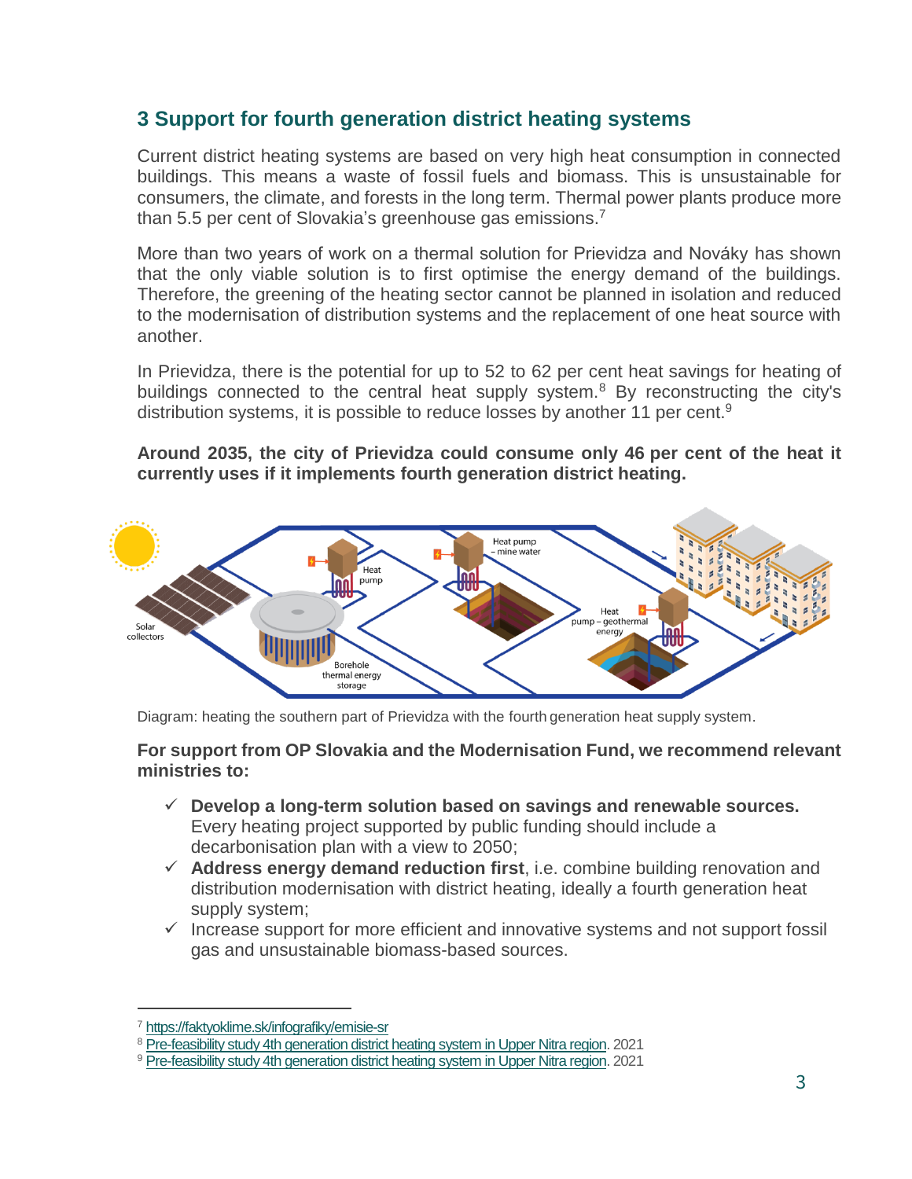## 3 Support for fourth generation district heating systems

Current district heating systems are based on very high heat consumption in connected buildings. This means a waste of fossil fuels and biomass. This is unsustainable for consumers, the climate, and forests in the long term. Thermal power plants produce more than 5.5 per cent of Slovakia's greenhouse gas emissions.[7]

More than two years of work on a thermal solution for Prievidza and Nováky has shown that the only viable solution is to first optimise the energy demand of the buildings. Therefore, the greening of the heating sector cannot be planned in isolation and reduced to the modernisation of distribution systems and the replacement of one heat source with another.

In Prievidza, there is the potential for up to 52 to 62 per cent heat savings for heating of buildings connected to the central heat supply system.[8] By reconstructing the city's distribution systems, it is possible to reduce losses by another 11 per cent.[9]

**Around 2035, the city of Prievidza could consume only 46 per cent of the heat it currently uses if it implements fourth generation district heating.**

Diagram: heating the southern part of Prievidza with the fourth generation heat supply system.

**For support from OP Slovakia and the Modernisation Fund, we recommend relevant ministries to:**

- ✓ **Develop a long-term solution based on savings and renewable sources.** Every heating project supported by public funding should include a decarbonisation plan with a view to 2050;
- ✓ **Address energy demand reduction first**, i.e. combine building renovation and distribution modernisation with district heating, ideally a fourth generation heat supply system;
- ✓ Increase support for more efficient and innovative systems and not support fossil gas and unsustainable biomass-based sources.

---

[7] https://faktyoklime.sk/infografiky/emisie-sr

[8] Pre-feasibility study 4th generation district heating system in Upper Nitra region. 2021

[9] Pre-feasibility study 4th generation district heating system in Upper Nitra region. 2021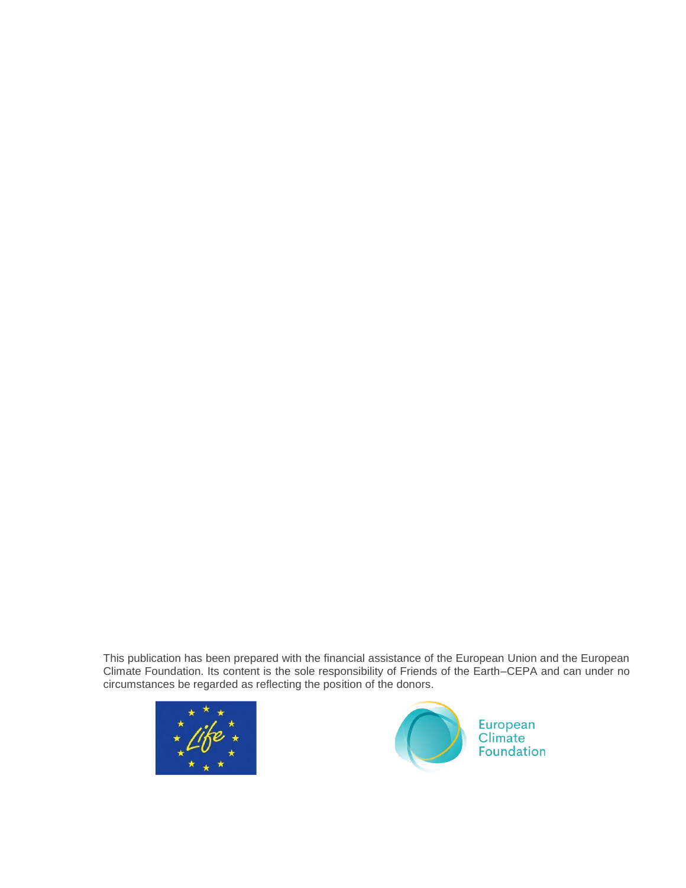This publication has been prepared with the financial assistance of the European Union and the European Climate Foundation. Its content is the sole responsibility of Friends of the Earth–CEPA and can under no circumstances be regarded as reflecting the position of the donors.